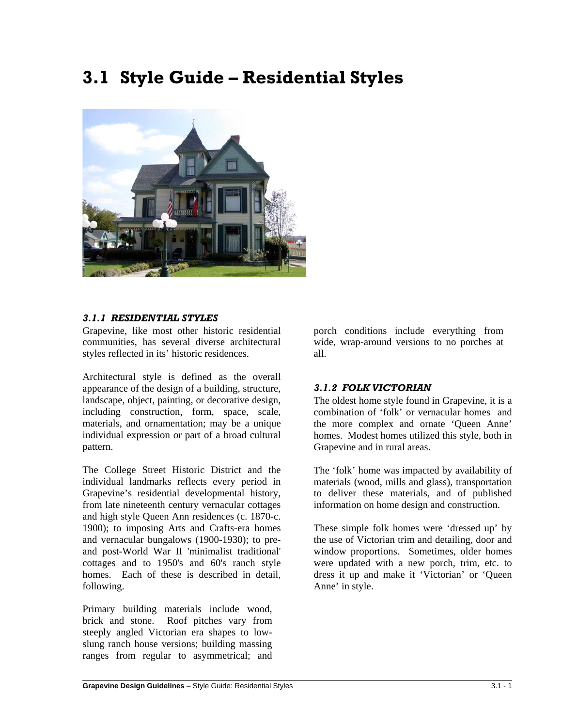# 3.1 Style Guide – Residential Styles

### *3.1.1 RESIDENTIAL STYLES*

Grapevine, like most other historic residential communities, has several diverse architectural styles reflected in its' historic residences.

Architectural style is defined as the overall appearance of the design of a building, structure, landscape, object, painting, or decorative design, including construction, form, space, scale, materials, and ornamentation; may be a unique individual expression or part of a broad cultural pattern.

The College Street Historic District and the individual landmarks reflects every period in Grapevine's residential developmental history, from late nineteenth century vernacular cottages and high style Queen Ann residences (c. 1870-c. 1900); to imposing Arts and Crafts-era homes and vernacular bungalows (1900-1930); to pre- and post-World War II 'minimalist traditional' cottages and to 1950's and 60's ranch style homes. Each of these is described in detail, following.

Primary building materials include wood, brick and stone. Roof pitches vary from steeply angled Victorian era shapes to low-slung ranch house versions; building massing ranges from regular to asymmetrical; and porch conditions include everything from wide, wrap-around versions to no porches at all.

### *3.1.2 FOLK VICTORIAN*

The oldest home style found in Grapevine, it is a combination of 'folk' or vernacular homes and the more complex and ornate 'Queen Anne' homes. Modest homes utilized this style, both in Grapevine and in rural areas.

The 'folk' home was impacted by availability of materials (wood, mills and glass), transportation to deliver these materials, and of published information on home design and construction.

These simple folk homes were 'dressed up' by the use of Victorian trim and detailing, door and window proportions. Sometimes, older homes were updated with a new porch, trim, etc. to dress it up and make it 'Victorian' or 'Queen Anne' in style.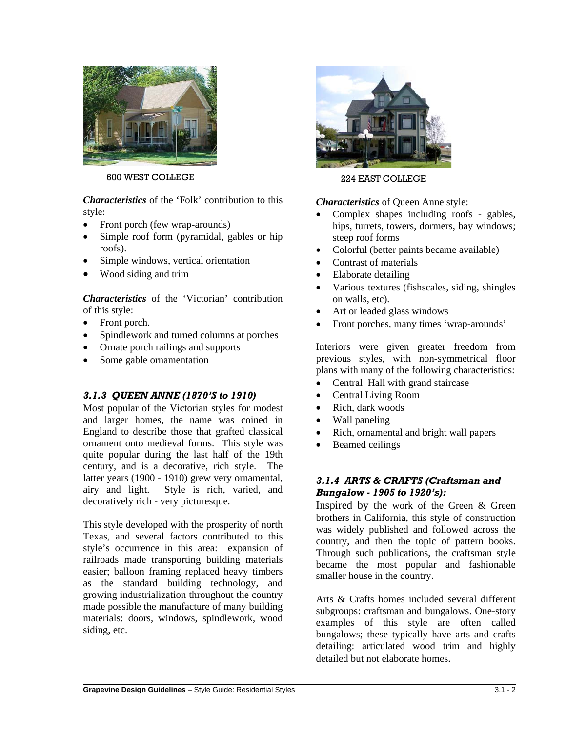600 WEST COLLEGE

***Characteristics*** of the 'Folk' contribution to this style:

- Front porch (few wrap-arounds)
- Simple roof form (pyramidal, gables or hip roofs).
- Simple windows, vertical orientation
- Wood siding and trim

***Characteristics*** of the 'Victorian' contribution of this style:

- Front porch.
- Spindlework and turned columns at porches
- Ornate porch railings and supports
- Some gable ornamentation

### *3.1.3 QUEEN ANNE (1870'S to 1910)*

Most popular of the Victorian styles for modest and larger homes, the name was coined in England to describe those that grafted classical ornament onto medieval forms. This style was quite popular during the last half of the 19th century, and is a decorative, rich style. The latter years (1900 - 1910) grew very ornamental, airy and light. Style is rich, varied, and decoratively rich - very picturesque.

This style developed with the prosperity of north Texas, and several factors contributed to this style's occurrence in this area: expansion of railroads made transporting building materials easier; balloon framing replaced heavy timbers as the standard building technology, and growing industrialization throughout the country made possible the manufacture of many building materials: doors, windows, spindlework, wood siding, etc.

224 EAST COLLEGE

***Characteristics*** of Queen Anne style:

- Complex shapes including roofs - gables, hips, turrets, towers, dormers, bay windows; steep roof forms
- Colorful (better paints became available)
- Contrast of materials
- Elaborate detailing
- Various textures (fishscales, siding, shingles on walls, etc).
- Art or leaded glass windows
- Front porches, many times 'wrap-arounds'

Interiors were given greater freedom from previous styles, with non-symmetrical floor plans with many of the following characteristics:

- Central Hall with grand staircase
- Central Living Room
- Rich, dark woods
- Wall paneling
- Rich, ornamental and bright wall papers
- Beamed ceilings

### *3.1.4 ARTS & CRAFTS (Craftsman and Bungalow - 1905 to 1920's):*

Inspired by the work of the Green & Green brothers in California, this style of construction was widely published and followed across the country, and then the topic of pattern books. Through such publications, the craftsman style became the most popular and fashionable smaller house in the country.

Arts & Crafts homes included several different subgroups: craftsman and bungalows. One-story examples of this style are often called bungalows; these typically have arts and crafts detailing: articulated wood trim and highly detailed but not elaborate homes.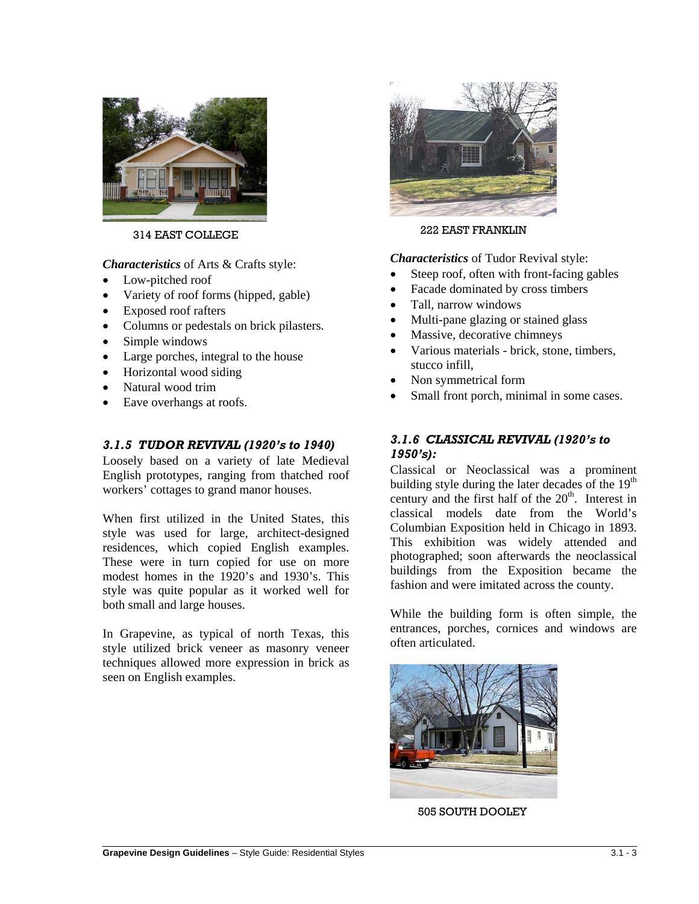314 EAST COLLEGE

***Characteristics*** of Arts & Crafts style:

- Low-pitched roof
- Variety of roof forms (hipped, gable)
- Exposed roof rafters
- Columns or pedestals on brick pilasters.
- Simple windows
- Large porches, integral to the house
- Horizontal wood siding
- Natural wood trim
- Eave overhangs at roofs.

### *3.1.5 TUDOR REVIVAL (1920's to 1940)*

Loosely based on a variety of late Medieval English prototypes, ranging from thatched roof workers' cottages to grand manor houses.

When first utilized in the United States, this style was used for large, architect-designed residences, which copied English examples. These were in turn copied for use on more modest homes in the 1920's and 1930's. This style was quite popular as it worked well for both small and large houses.

In Grapevine, as typical of north Texas, this style utilized brick veneer as masonry veneer techniques allowed more expression in brick as seen on English examples.

222 EAST FRANKLIN

***Characteristics*** of Tudor Revival style:

- Steep roof, often with front-facing gables
- Facade dominated by cross timbers
- Tall, narrow windows
- Multi-pane glazing or stained glass
- Massive, decorative chimneys
- Various materials - brick, stone, timbers, stucco infill,
- Non symmetrical form
- Small front porch, minimal in some cases.

### *3.1.6 CLASSICAL REVIVAL (1920's to 1950's):*

Classical or Neoclassical was a prominent building style during the later decades of the 19th century and the first half of the 20th. Interest in classical models date from the World's Columbian Exposition held in Chicago in 1893. This exhibition was widely attended and photographed; soon afterwards the neoclassical buildings from the Exposition became the fashion and were imitated across the county.

While the building form is often simple, the entrances, porches, cornices and windows are often articulated.

505 SOUTH DOOLEY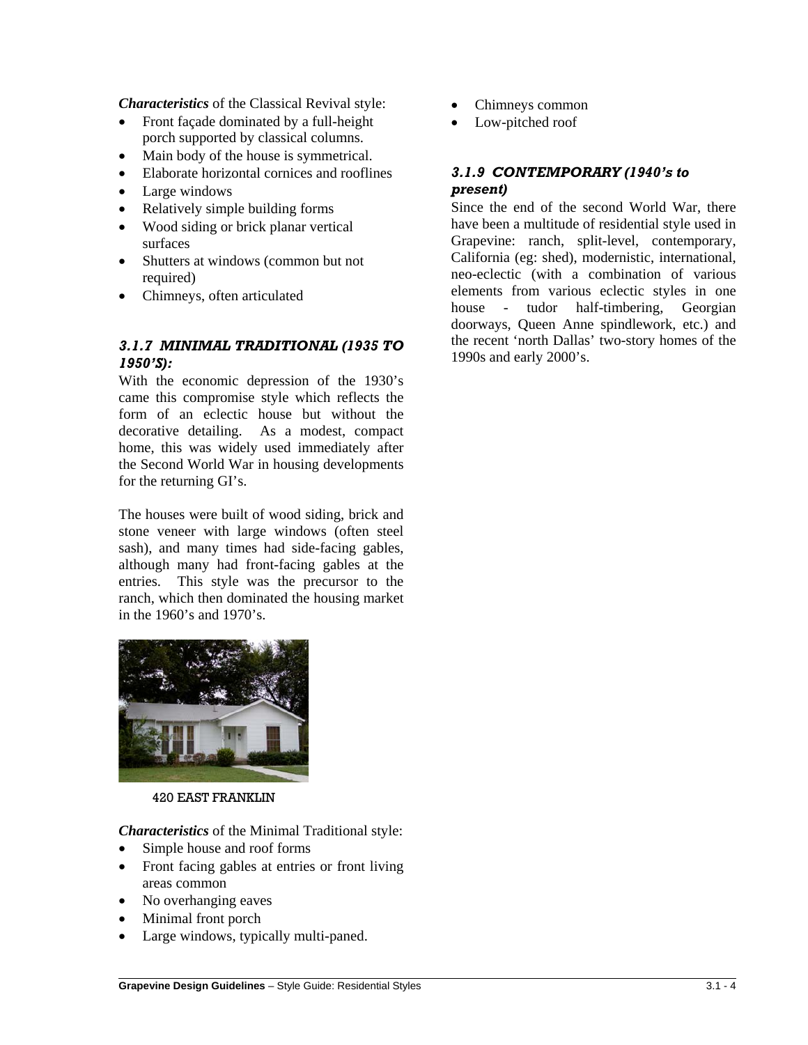***Characteristics*** of the Classical Revival style:

- Front façade dominated by a full-height porch supported by classical columns.
- Main body of the house is symmetrical.
- Elaborate horizontal cornices and rooflines
- Large windows
- Relatively simple building forms
- Wood siding or brick planar vertical surfaces
- Shutters at windows (common but not required)
- Chimneys, often articulated

### *3.1.7 MINIMAL TRADITIONAL (1935 TO 1950'S):*

With the economic depression of the 1930's came this compromise style which reflects the form of an eclectic house but without the decorative detailing. As a modest, compact home, this was widely used immediately after the Second World War in housing developments for the returning GI's.

The houses were built of wood siding, brick and stone veneer with large windows (often steel sash), and many times had side-facing gables, although many had front-facing gables at the entries. This style was the precursor to the ranch, which then dominated the housing market in the 1960's and 1970's.

420 EAST FRANKLIN

***Characteristics*** of the Minimal Traditional style:

- Simple house and roof forms
- Front facing gables at entries or front living areas common
- No overhanging eaves
- Minimal front porch
- Large windows, typically multi-paned.
- Chimneys common
- Low-pitched roof

### *3.1.9 CONTEMPORARY (1940's to present)*

Since the end of the second World War, there have been a multitude of residential style used in Grapevine: ranch, split-level, contemporary, California (eg: shed), modernistic, international, neo-eclectic (with a combination of various elements from various eclectic styles in one house - tudor half-timbering, Georgian doorways, Queen Anne spindlework, etc.) and the recent 'north Dallas' two-story homes of the 1990s and early 2000's.